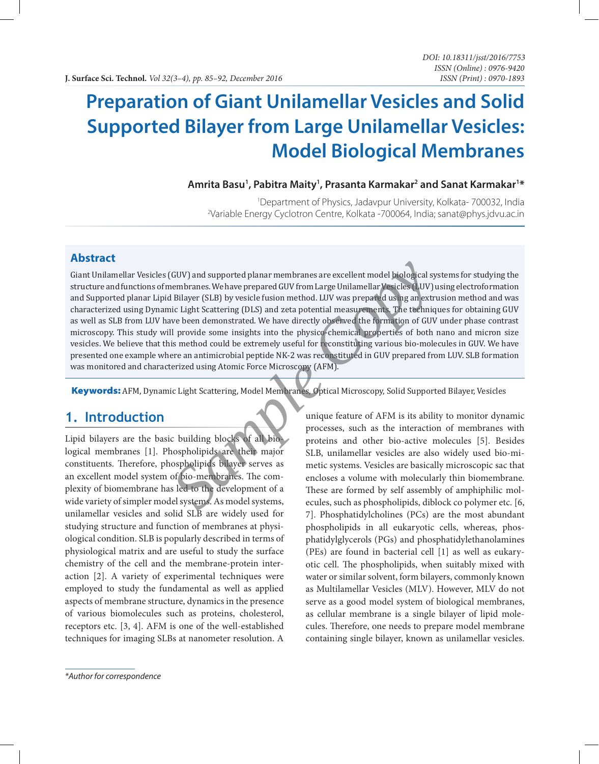# Preparation of Giant Unilamellar Vesicles and Solid Supported Bilayer from Large Unilamellar Vesicles: Model Biological Membranes

**Amrita Basu[1], Pabitra Maity[1], Prasanta Karmakar[2] and Sanat Karmakar[1]***

[1]Department of Physics, Jadavpur University, Kolkata- 700032, India
[2]Variable Energy Cyclotron Centre, Kolkata -700064, India; sanat@phys.jdvu.ac.in

## Abstract

Giant Unilamellar Vesicles (GUV) and supported planar membranes are excellent model biological systems for studying the structure and functions of membranes. We have prepared GUV from Large Unilamellar Vesicles (LUV) using electroformation and Supported planar Lipid Bilayer (SLB) by vesicle fusion method. LUV was prepared using an extrusion method and was characterized using Dynamic Light Scattering (DLS) and zeta potential measurements. The techniques for obtaining GUV as well as SLB from LUV have been demonstrated. We have directly observed the formation of GUV under phase contrast microscopy. This study will provide some insights into the physico-chemical properties of both nano and micron size vesicles. We believe that this method could be extremely useful for reconstituting various bio-molecules in GUV. We have presented one example where an antimicrobial peptide NK-2 was reconstituted in GUV prepared from LUV. SLB formation was monitored and characterized using Atomic Force Microscopy (AFM).

**Keywords:** AFM, Dynamic Light Scattering, Model Membranes, Optical Microscopy, Solid Supported Bilayer, Vesicles

## 1. Introduction

Lipid bilayers are the basic building blocks of all biological membranes [1]. Phospholipids are their major constituents. Therefore, phospholipids bilayer serves as an excellent model system of bio-membranes. The complexity of biomembrane has led to the development of a wide variety of simpler model systems. As model systems, unilamellar vesicles and solid SLB are widely used for studying structure and function of membranes at physiological condition. SLB is popularly described in terms of physiological matrix and are useful to study the surface chemistry of the cell and the membrane-protein interaction [2]. A variety of experimental techniques were employed to study the fundamental as well as applied aspects of membrane structure, dynamics in the presence of various biomolecules such as proteins, cholesterol, receptors etc. [3, 4]. AFM is one of the well-established techniques for imaging SLBs at nanometer resolution. A unique feature of AFM is its ability to monitor dynamic processes, such as the interaction of membranes with proteins and other bio-active molecules [5]. Besides SLB, unilamellar vesicles are also widely used bio-mimetic systems. Vesicles are basically microscopic sac that encloses a volume with molecularly thin biomembrane. These are formed by self assembly of amphiphilic molecules, such as phospholipids, diblock co polymer etc. [6, 7]. Phosphatidylcholines (PCs) are the most abundant phospholipids in all eukaryotic cells, whereas, phosphatidylglycerols (PGs) and phosphatidylethanolamines (PEs) are found in bacterial cell [1] as well as eukaryotic cell. The phospholipids, when suitably mixed with water or similar solvent, form bilayers, commonly known as Multilamellar Vesicles (MLV). However, MLV do not serve as a good model system of biological membranes, as cellular membrane is a single bilayer of lipid molecules. Therefore, one needs to prepare model membrane containing single bilayer, known as unilamellar vesicles.

*Author for correspondence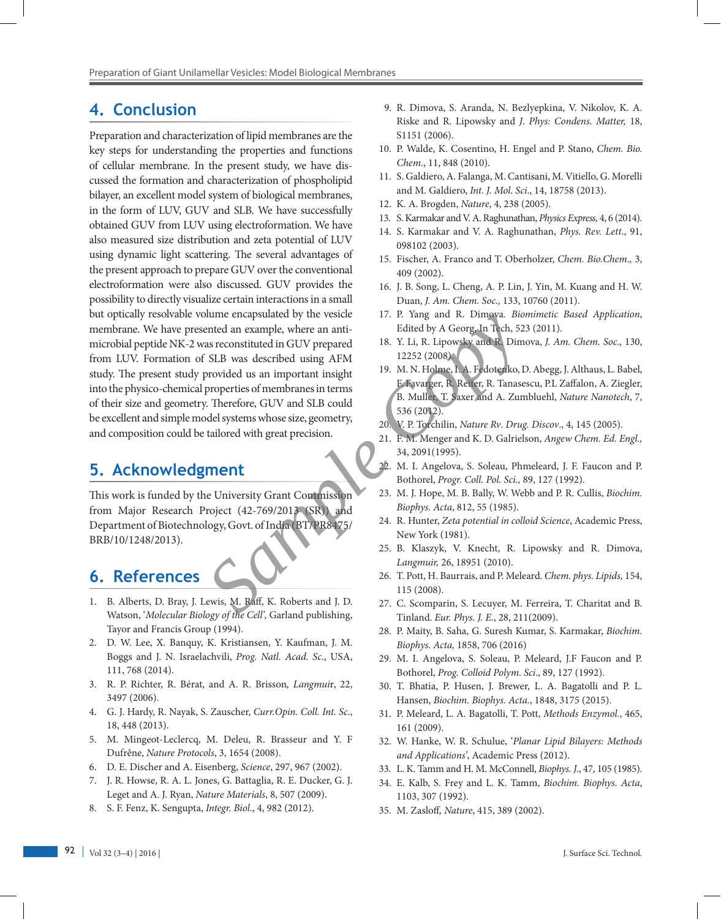## 4. Conclusion

Preparation and characterization of lipid membranes are the key steps for understanding the properties and functions of cellular membrane. In the present study, we have discussed the formation and characterization of phospholipid bilayer, an excellent model system of biological membranes, in the form of LUV, GUV and SLB. We have successfully obtained GUV from LUV using electroformation. We have also measured size distribution and zeta potential of LUV using dynamic light scattering. The several advantages of the present approach to prepare GUV over the conventional electroformation were also discussed. GUV provides the possibility to directly visualize certain interactions in a small but optically resolvable volume encapsulated by the vesicle membrane. We have presented an example, where an antimicrobial peptide NK-2 was reconstituted in GUV prepared from LUV. Formation of SLB was described using AFM study. The present study provided us an important insight into the physico-chemical properties of membranes in terms of their size and geometry. Therefore, GUV and SLB could be excellent and simple model systems whose size, geometry, and composition could be tailored with great precision.

## 5. Acknowledgment

This work is funded by the University Grant Commission from Major Research Project (42-769/2013 (SR)) and Department of Biotechnology, Govt. of India (BT/PR8475/BRB/10/1248/2013).

## 6. References

1. B. Alberts, D. Bray, J. Lewis, M. Raff, K. Roberts and J. D. Watson, '*Molecular Biology of the Cell*', Garland publishing, Tayor and Francis Group (1994).
2. D. W. Lee, X. Banquy, K. Kristiansen, Y. Kaufman, J. M. Boggs and J. N. Israelachvili, *Prog. Natl. Acad. Sc.*, USA, 111, 768 (2014).
3. R. P. Richter, R. Bérat, and A. R. Brisson, *Langmuir*, 22, 3497 (2006).
4. G. J. Hardy, R. Nayak, S. Zauscher, *Curr.Opin. Coll. Int. Sc.*, 18, 448 (2013).
5. M. Mingeot-Leclercq, M. Deleu, R. Brasseur and Y. F Dufrêne, *Nature Protocols*, 3, 1654 (2008).
6. D. E. Discher and A. Eisenberg, *Science*, 297, 967 (2002).
7. J. R. Howse, R. A. L. Jones, G. Battaglia, R. E. Ducker, G. J. Leget and A. J. Ryan, *Nature Materials*, 8, 507 (2009).
8. S. F. Fenz, K. Sengupta, *Integr. Biol.*, 4, 982 (2012).
9. R. Dimova, S. Aranda, N. Bezlyepkina, V. Nikolov, K. A. Riske and R. Lipowsky and *J. Phys: Condens. Matter,* 18, S1151 (2006).
10. P. Walde, K. Cosentino, H. Engel and P. Stano, *Chem. Bio. Chem.*, 11, 848 (2010).
11. S. Galdiero, A. Falanga, M. Cantisani, M. Vitiello, G. Morelli and M. Galdiero, *Int. J. Mol. Sci.*, 14, 18758 (2013).
12. K. A. Brogden, *Nature*, 4, 238 (2005).
13. S. Karmakar and V. A. Raghunathan, *Physics Express,* 4, 6 (2014).
14. S. Karmakar and V. A. Raghunathan, *Phys. Rev. Lett.*, 91, 098102 (2003).
15. Fischer, A. Franco and T. Oberholzer, *Chem. Bio.Chem.,* 3, 409 (2002).
16. J. B. Song, L. Cheng, A. P. Lin, J. Yin, M. Kuang and H. W. Duan, *J. Am. Chem. Soc.,* 133, 10760 (2011).
17. P. Yang and R. Dimova. *Biomimetic Based Application*, Edited by A Georg, In Tech, 523 (2011).
18. Y. Li, R. Lipowsky and R. Dimova, *J. Am. Chem. Soc.,* 130, 12252 (2008).
19. M. N. Holme, I. A. Fedotenko, D. Abegg, J. Althaus, L. Babel, F. Favarger, R. Reiter, R. Tanasescu, P.L Zaffalon, A. Ziegler, B. Muller, T. Saxer and A. Zumbluehl, *Nature Nanotech*, 7, 536 (2012).
20. V. P. Torchilin, *Nature Rv. Drug. Discov*., 4, 145 (2005).
21. F. M. Menger and K. D. Galrielson, *Angew Chem. Ed. Engl.,* 34, 2091(1995).
22. M. I. Angelova, S. Soleau, Phmeleard, J. F. Faucon and P. Bothorel, *Progr. Coll. Pol. Sci.,* 89, 127 (1992).
23. M. J. Hope, M. B. Bally, W. Webb and P. R. Cullis, *Biochim. Biophys. Acta*, 812, 55 (1985).
24. R. Hunter, *Zeta potential in colloid Science*, Academic Press, New York (1981).
25. B. Klaszyk, V. Knecht, R. Lipowsky and R. Dimova, *Langmuir,* 26, 18951 (2010).
26. T. Pott, H. Baurrais, and P. Meleard. *Chem. phys. Lipids,* 154, 115 (2008).
27. C. Scomparin, S. Lecuyer, M. Ferreira, T. Charitat and B. Tinland. *Eur. Phys. J. E.*, 28, 211(2009).
28. P. Maity, B. Saha, G. Suresh Kumar, S. Karmakar, *Biochim. Biophys. Acta,* 1858, 706 (2016)
29. M. I. Angelova, S. Soleau, P. Meleard, J.F Faucon and P. Bothorel, *Prog. Colloid Polym. Sci*., 89, 127 (1992).
30. T. Bhatia, P. Husen, J. Brewer, L. A. Bagatolli and P. L. Hansen, *Biochim. Biophys. Acta.*, 1848, 3175 (2015).
31. P. Meleard, L. A. Bagatolli, T. Pott, *Methods Enzymol.*, 465, 161 (2009).
32. W. Hanke, W. R. Schulue, '*Planar Lipid Bilayers: Methods and Applications*', Academic Press (2012).
33. L. K. Tamm and H. M. McConnell, *Biophys. J.*, 47, 105 (1985).
34. E. Kalb, S. Frey and L. K. Tamm, *Biochim. Biophys. Acta*, 1103, 307 (1992).
35. M. Zasloff, *Nature*, 415, 389 (2002).